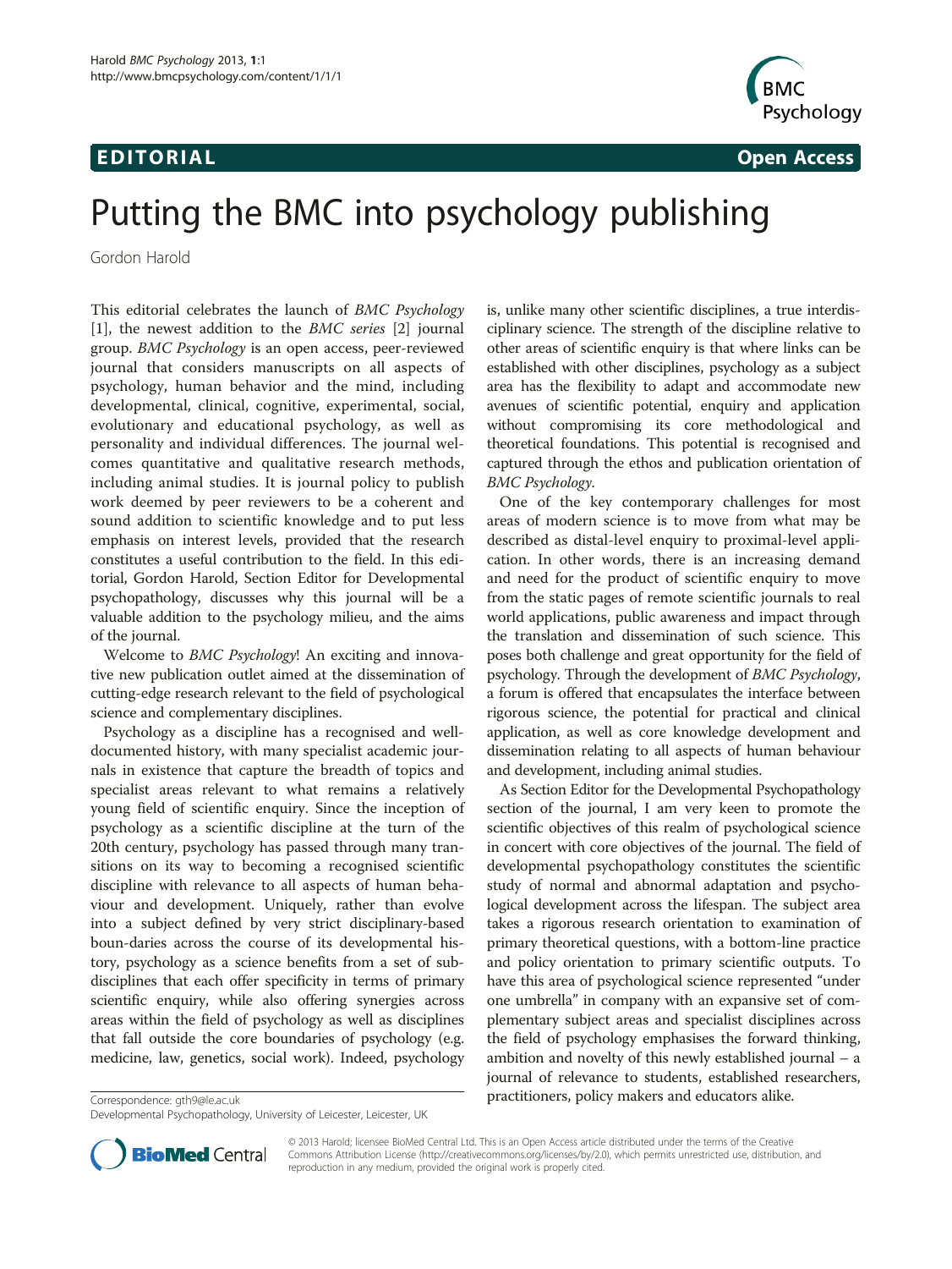EDITORIAL Open Access

# Putting the BMC into psychology publishing

Gordon Harold

This editorial celebrates the launch of *BMC Psychology* [1], the newest addition to the *BMC series* [2] journal group. *BMC Psychology* is an open access, peer-reviewed journal that considers manuscripts on all aspects of psychology, human behavior and the mind, including developmental, clinical, cognitive, experimental, social, evolutionary and educational psychology, as well as personality and individual differences. The journal welcomes quantitative and qualitative research methods, including animal studies. It is journal policy to publish work deemed by peer reviewers to be a coherent and sound addition to scientific knowledge and to put less emphasis on interest levels, provided that the research constitutes a useful contribution to the field. In this editorial, Gordon Harold, Section Editor for Developmental psychopathology, discusses why this journal will be a valuable addition to the psychology milieu, and the aims of the journal.

Welcome to *BMC Psychology*! An exciting and innovative new publication outlet aimed at the dissemination of cutting-edge research relevant to the field of psychological science and complementary disciplines.

Psychology as a discipline has a recognised and well-documented history, with many specialist academic journals in existence that capture the breadth of topics and specialist areas relevant to what remains a relatively young field of scientific enquiry. Since the inception of psychology as a scientific discipline at the turn of the 20th century, psychology has passed through many transitions on its way to becoming a recognised scientific discipline with relevance to all aspects of human behaviour and development. Uniquely, rather than evolve into a subject defined by very strict disciplinary-based boun-daries across the course of its developmental history, psychology as a science benefits from a set of sub-disciplines that each offer specificity in terms of primary scientific enquiry, while also offering synergies across areas within the field of psychology as well as disciplines that fall outside the core boundaries of psychology (e.g. medicine, law, genetics, social work). Indeed, psychology is, unlike many other scientific disciplines, a true interdisciplinary science. The strength of the discipline relative to other areas of scientific enquiry is that where links can be established with other disciplines, psychology as a subject area has the flexibility to adapt and accommodate new avenues of scientific potential, enquiry and application without compromising its core methodological and theoretical foundations. This potential is recognised and captured through the ethos and publication orientation of *BMC Psychology*.

One of the key contemporary challenges for most areas of modern science is to move from what may be described as distal-level enquiry to proximal-level application. In other words, there is an increasing demand and need for the product of scientific enquiry to move from the static pages of remote scientific journals to real world applications, public awareness and impact through the translation and dissemination of such science. This poses both challenge and great opportunity for the field of psychology. Through the development of *BMC Psychology*, a forum is offered that encapsulates the interface between rigorous science, the potential for practical and clinical application, as well as core knowledge development and dissemination relating to all aspects of human behaviour and development, including animal studies.

As Section Editor for the Developmental Psychopathology section of the journal, I am very keen to promote the scientific objectives of this realm of psychological science in concert with core objectives of the journal. The field of developmental psychopathology constitutes the scientific study of normal and abnormal adaptation and psychological development across the lifespan. The subject area takes a rigorous research orientation to examination of primary theoretical questions, with a bottom-line practice and policy orientation to primary scientific outputs. To have this area of psychological science represented "under one umbrella" in company with an expansive set of complementary subject areas and specialist disciplines across the field of psychology emphasises the forward thinking, ambition and novelty of this newly established journal – a journal of relevance to students, established researchers, practitioners, policy makers and educators alike.

Correspondence: gth9@le.ac.uk
Developmental Psychopathology, University of Leicester, Leicester, UK

© 2013 Harold; licensee BioMed Central Ltd. This is an Open Access article distributed under the terms of the Creative Commons Attribution License (http://creativecommons.org/licenses/by/2.0), which permits unrestricted use, distribution, and reproduction in any medium, provided the original work is properly cited.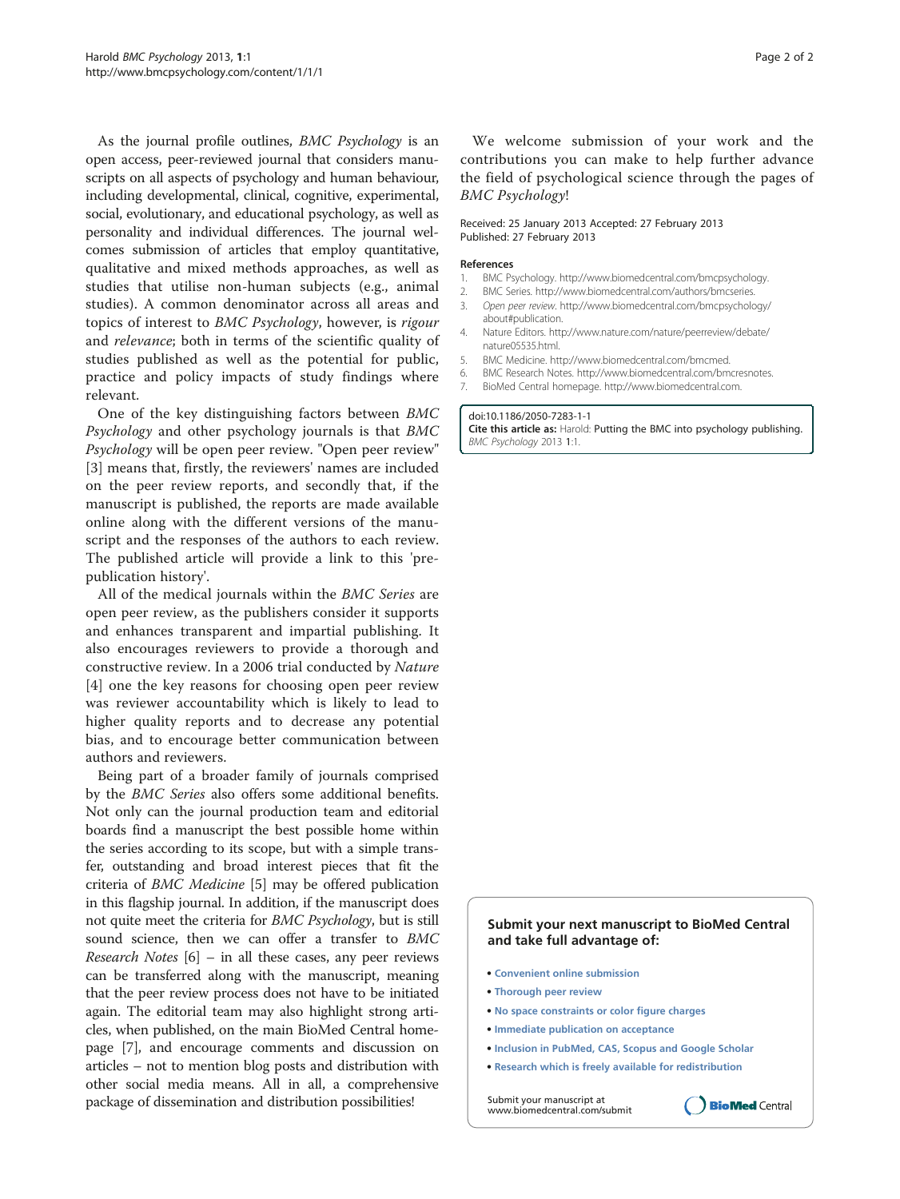As the journal profile outlines, *BMC Psychology* is an open access, peer-reviewed journal that considers manuscripts on all aspects of psychology and human behaviour, including developmental, clinical, cognitive, experimental, social, evolutionary, and educational psychology, as well as personality and individual differences. The journal welcomes submission of articles that employ quantitative, qualitative and mixed methods approaches, as well as studies that utilise non-human subjects (e.g., animal studies). A common denominator across all areas and topics of interest to *BMC Psychology*, however, is *rigour* and *relevance*; both in terms of the scientific quality of studies published as well as the potential for public, practice and policy impacts of study findings where relevant.

One of the key distinguishing factors between *BMC Psychology* and other psychology journals is that *BMC Psychology* will be open peer review. "Open peer review" [3] means that, firstly, the reviewers' names are included on the peer review reports, and secondly that, if the manuscript is published, the reports are made available online along with the different versions of the manuscript and the responses of the authors to each review. The published article will provide a link to this 'pre-publication history'.

All of the medical journals within the *BMC Series* are open peer review, as the publishers consider it supports and enhances transparent and impartial publishing. It also encourages reviewers to provide a thorough and constructive review. In a 2006 trial conducted by *Nature* [4] one the key reasons for choosing open peer review was reviewer accountability which is likely to lead to higher quality reports and to decrease any potential bias, and to encourage better communication between authors and reviewers.

Being part of a broader family of journals comprised by the *BMC Series* also offers some additional benefits. Not only can the journal production team and editorial boards find a manuscript the best possible home within the series according to its scope, but with a simple transfer, outstanding and broad interest pieces that fit the criteria of *BMC Medicine* [5] may be offered publication in this flagship journal. In addition, if the manuscript does not quite meet the criteria for *BMC Psychology*, but is still sound science, then we can offer a transfer to *BMC Research Notes* [6] – in all these cases, any peer reviews can be transferred along with the manuscript, meaning that the peer review process does not have to be initiated again. The editorial team may also highlight strong articles, when published, on the main BioMed Central homepage [7], and encourage comments and discussion on articles – not to mention blog posts and distribution with other social media means. All in all, a comprehensive package of dissemination and distribution possibilities!

We welcome submission of your work and the contributions you can make to help further advance the field of psychological science through the pages of *BMC Psychology*!

Received: 25 January 2013 Accepted: 27 February 2013
Published: 27 February 2013

#### References

1. BMC Psychology. http://www.biomedcentral.com/bmcpsychology.
2. BMC Series. http://www.biomedcentral.com/authors/bmcseries.
3. *Open peer review*. http://www.biomedcentral.com/bmcpsychology/about#publication.
4. Nature Editors. http://www.nature.com/nature/peerreview/debate/nature05535.html.
5. BMC Medicine. http://www.biomedcentral.com/bmcmed.
6. BMC Research Notes. http://www.biomedcentral.com/bmcresnotes.
7. BioMed Central homepage. http://www.biomedcentral.com.

doi:10.1186/2050-7283-1-1
**Cite this article as:** Harold: Putting the BMC into psychology publishing. *BMC Psychology* 2013 **1**:1.

**Submit your next manuscript to BioMed Central and take full advantage of:**

- **Convenient online submission**
- **Thorough peer review**
- **No space constraints or color figure charges**
- **Immediate publication on acceptance**
- **Inclusion in PubMed, CAS, Scopus and Google Scholar**
- **Research which is freely available for redistribution**

Submit your manuscript at
www.biomedcentral.com/submit

BioMed Central